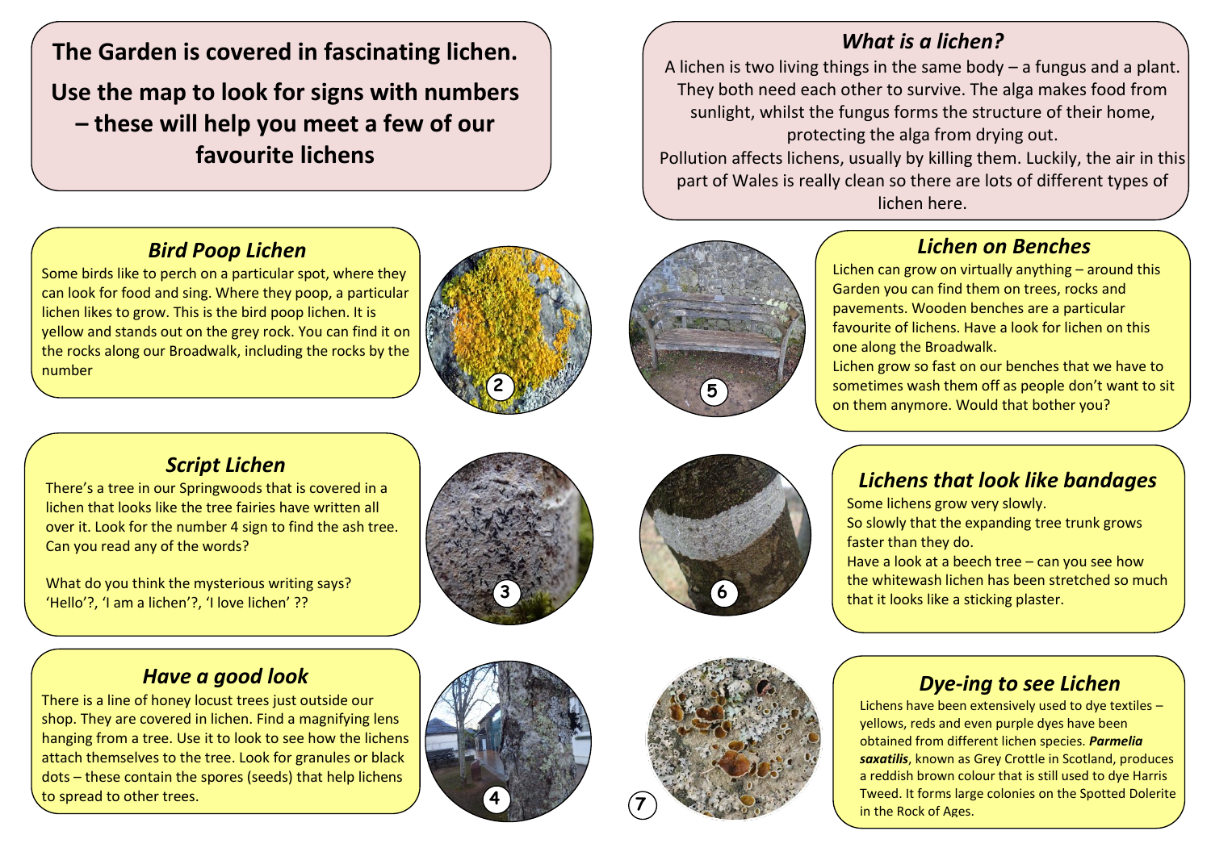**The Garden is covered in fascinating lichen.**

**Use the map to look for signs with numbers – these will help you meet a few of our favourite lichens**

## *What is a lichen?*

A lichen is two living things in the same body – a fungus and a plant. They both need each other to survive. The alga makes food from sunlight, whilst the fungus forms the structure of their home, protecting the alga from drying out.

Pollution affects lichens, usually by killing them. Luckily, the air in this part of Wales is really clean so there are lots of different types of lichen here.

## *Bird Poop Lichen*

Some birds like to perch on a particular spot, where they can look for food and sing. Where they poop, a particular lichen likes to grow. This is the bird poop lichen. It is yellow and stands out on the grey rock. You can find it on the rocks along our Broadwalk, including the rocks by the number

2

## *Lichen on Benches*

Lichen can grow on virtually anything – around this Garden you can find them on trees, rocks and pavements. Wooden benches are a particular favourite of lichens. Have a look for lichen on this one along the Broadwalk.

Lichen grow so fast on our benches that we have to sometimes wash them off as people don't want to sit on them anymore. Would that bother you?

5

## *Script Lichen*

There's a tree in our Springwoods that is covered in a lichen that looks like the tree fairies have written all over it. Look for the number 4 sign to find the ash tree. Can you read any of the words?

What do you think the mysterious writing says? 'Hello'?, 'I am a lichen'?, 'I love lichen' ??

3

## *Lichens that look like bandages*

Some lichens grow very slowly.

So slowly that the expanding tree trunk grows faster than they do.

Have a look at a beech tree – can you see how the whitewash lichen has been stretched so much that it looks like a sticking plaster.

6

## *Have a good look*

There is a line of honey locust trees just outside our shop. They are covered in lichen. Find a magnifying lens hanging from a tree. Use it to look to see how the lichens attach themselves to the tree. Look for granules or black dots – these contain the spores (seeds) that help lichens to spread to other trees.

4

## *Dye-ing to see Lichen*

Lichens have been extensively used to dye textiles – yellows, reds and even purple dyes have been obtained from different lichen species. ***Parmelia saxatilis***, known as Grey Crottle in Scotland, produces a reddish brown colour that is still used to dye Harris Tweed. It forms large colonies on the Spotted Dolerite in the Rock of Ages.

7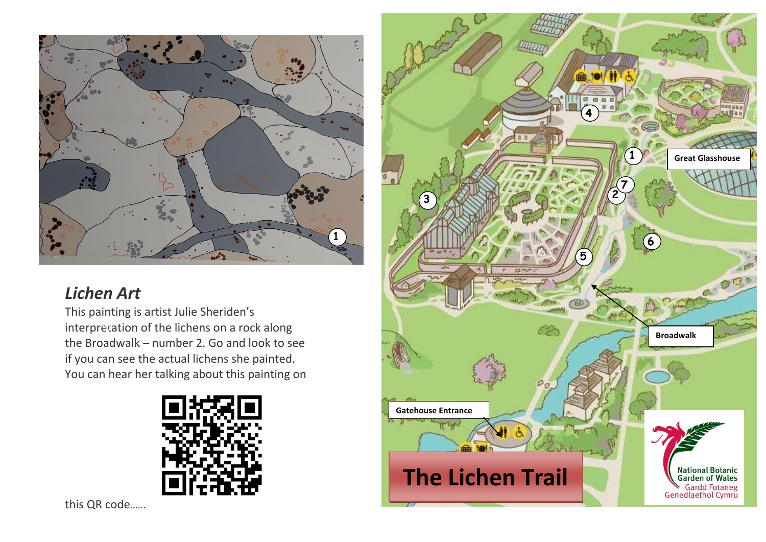## *Lichen Art*

This painting is artist Julie Sheriden's interpretation of the lichens on a rock along the Broadwalk – number 2. Go and look to see if you can see the actual lichens she painted. You can hear her talking about this painting on this QR code……

Great Glasshouse

Broadwalk

Gatehouse Entrance

# The Lichen Trail

National Botanic Garden of Wales
Gardd Fotaneg Genedlaethol Cymru